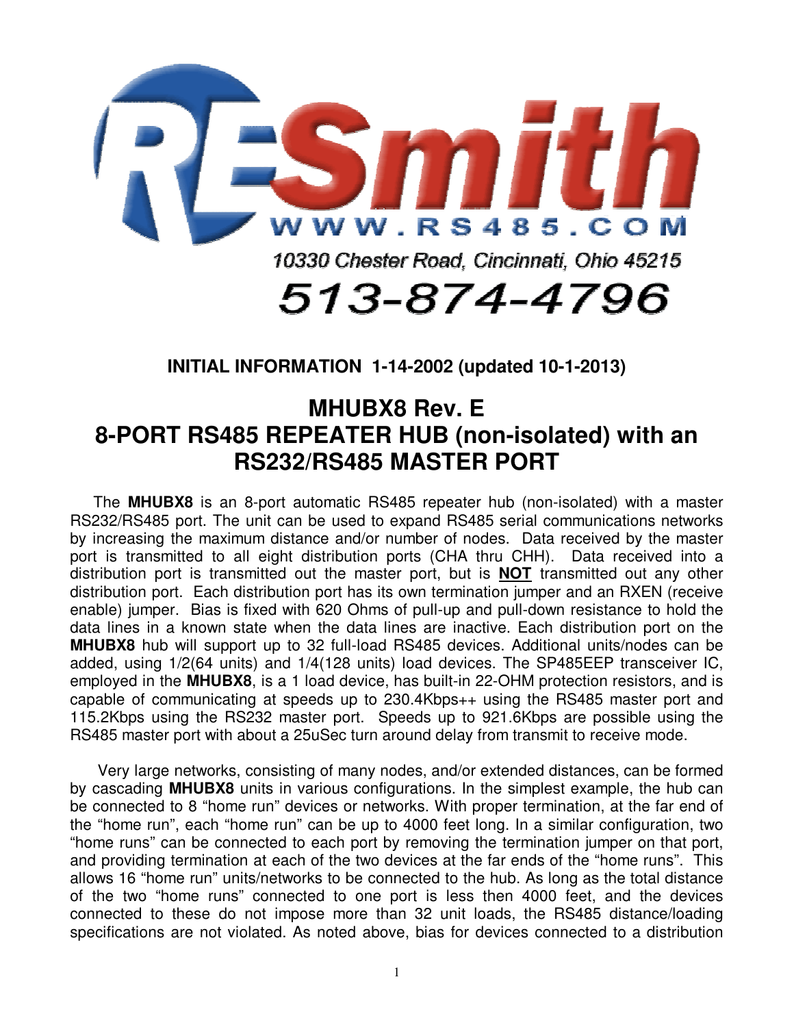RE Smith

WWW.RS485.COM

10330 Chester Road, Cincinnati, Ohio 45215

513-874-4796

**INITIAL INFORMATION 1-14-2002 (updated 10-1-2013)**

# MHUBX8 Rev. E
# 8-PORT RS485 REPEATER HUB (non-isolated) with an RS232/RS485 MASTER PORT

The **MHUBX8** is an 8-port automatic RS485 repeater hub (non-isolated) with a master RS232/RS485 port. The unit can be used to expand RS485 serial communications networks by increasing the maximum distance and/or number of nodes. Data received by the master port is transmitted to all eight distribution ports (CHA thru CHH). Data received into a distribution port is transmitted out the master port, but is **NOT** transmitted out any other distribution port. Each distribution port has its own termination jumper and an RXEN (receive enable) jumper. Bias is fixed with 620 Ohms of pull-up and pull-down resistance to hold the data lines in a known state when the data lines are inactive. Each distribution port on the **MHUBX8** hub will support up to 32 full-load RS485 devices. Additional units/nodes can be added, using 1/2(64 units) and 1/4(128 units) load devices. The SP485EEP transceiver IC, employed in the **MHUBX8**, is a 1 load device, has built-in 22-OHM protection resistors, and is capable of communicating at speeds up to 230.4Kbps++ using the RS485 master port and 115.2Kbps using the RS232 master port. Speeds up to 921.6Kbps are possible using the RS485 master port with about a 25uSec turn around delay from transmit to receive mode.

Very large networks, consisting of many nodes, and/or extended distances, can be formed by cascading **MHUBX8** units in various configurations. In the simplest example, the hub can be connected to 8 "home run" devices or networks. With proper termination, at the far end of the "home run", each "home run" can be up to 4000 feet long. In a similar configuration, two "home runs" can be connected to each port by removing the termination jumper on that port, and providing termination at each of the two devices at the far ends of the "home runs". This allows 16 "home run" units/networks to be connected to the hub. As long as the total distance of the two "home runs" connected to one port is less then 4000 feet, and the devices connected to these do not impose more than 32 unit loads, the RS485 distance/loading specifications are not violated. As noted above, bias for devices connected to a distribution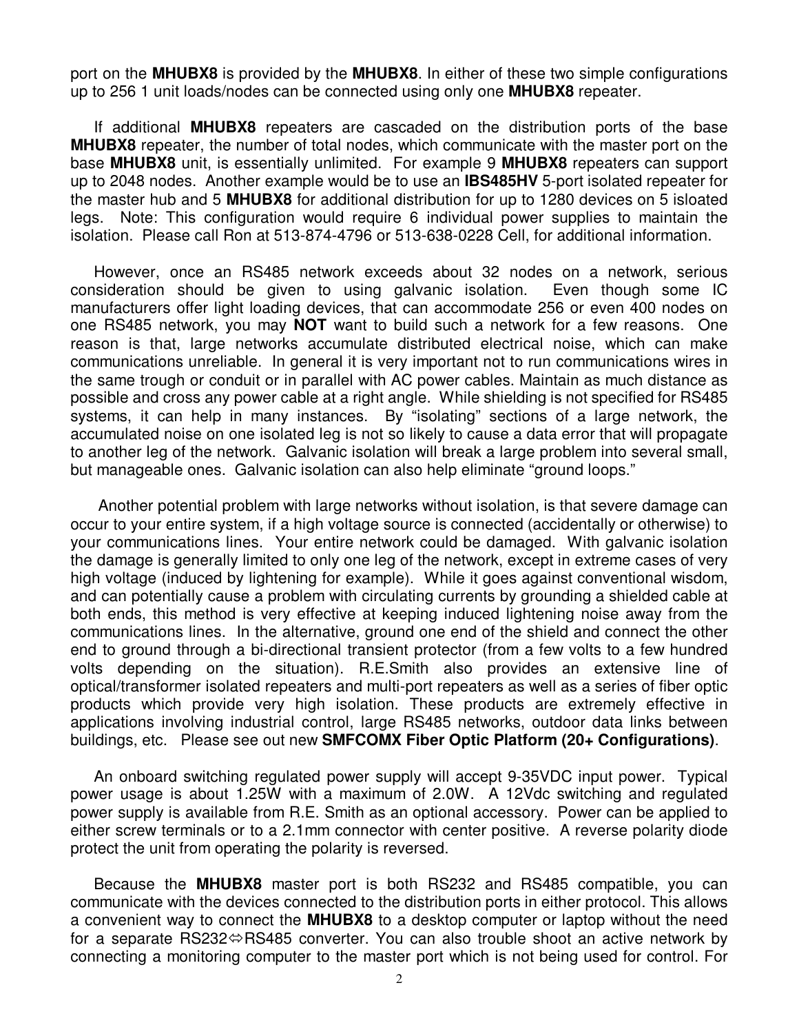port on the **MHUBX8** is provided by the **MHUBX8**. In either of these two simple configurations up to 256 1 unit loads/nodes can be connected using only one **MHUBX8** repeater.

If additional **MHUBX8** repeaters are cascaded on the distribution ports of the base **MHUBX8** repeater, the number of total nodes, which communicate with the master port on the base **MHUBX8** unit, is essentially unlimited. For example 9 **MHUBX8** repeaters can support up to 2048 nodes. Another example would be to use an **IBS485HV** 5-port isolated repeater for the master hub and 5 **MHUBX8** for additional distribution for up to 1280 devices on 5 isloated legs. Note: This configuration would require 6 individual power supplies to maintain the isolation. Please call Ron at 513-874-4796 or 513-638-0228 Cell, for additional information.

However, once an RS485 network exceeds about 32 nodes on a network, serious consideration should be given to using galvanic isolation. Even though some IC manufacturers offer light loading devices, that can accommodate 256 or even 400 nodes on one RS485 network, you may **NOT** want to build such a network for a few reasons. One reason is that, large networks accumulate distributed electrical noise, which can make communications unreliable. In general it is very important not to run communications wires in the same trough or conduit or in parallel with AC power cables. Maintain as much distance as possible and cross any power cable at a right angle. While shielding is not specified for RS485 systems, it can help in many instances. By "isolating" sections of a large network, the accumulated noise on one isolated leg is not so likely to cause a data error that will propagate to another leg of the network. Galvanic isolation will break a large problem into several small, but manageable ones. Galvanic isolation can also help eliminate "ground loops."

Another potential problem with large networks without isolation, is that severe damage can occur to your entire system, if a high voltage source is connected (accidentally or otherwise) to your communications lines. Your entire network could be damaged. With galvanic isolation the damage is generally limited to only one leg of the network, except in extreme cases of very high voltage (induced by lightening for example). While it goes against conventional wisdom, and can potentially cause a problem with circulating currents by grounding a shielded cable at both ends, this method is very effective at keeping induced lightening noise away from the communications lines. In the alternative, ground one end of the shield and connect the other end to ground through a bi-directional transient protector (from a few volts to a few hundred volts depending on the situation). R.E.Smith also provides an extensive line of optical/transformer isolated repeaters and multi-port repeaters as well as a series of fiber optic products which provide very high isolation. These products are extremely effective in applications involving industrial control, large RS485 networks, outdoor data links between buildings, etc. Please see out new **SMFCOMX Fiber Optic Platform (20+ Configurations)**.

An onboard switching regulated power supply will accept 9-35VDC input power. Typical power usage is about 1.25W with a maximum of 2.0W. A 12Vdc switching and regulated power supply is available from R.E. Smith as an optional accessory. Power can be applied to either screw terminals or to a 2.1mm connector with center positive. A reverse polarity diode protect the unit from operating the polarity is reversed.

Because the **MHUBX8** master port is both RS232 and RS485 compatible, you can communicate with the devices connected to the distribution ports in either protocol. This allows a convenient way to connect the **MHUBX8** to a desktop computer or laptop without the need for a separate RS232⇔RS485 converter. You can also trouble shoot an active network by connecting a monitoring computer to the master port which is not being used for control. For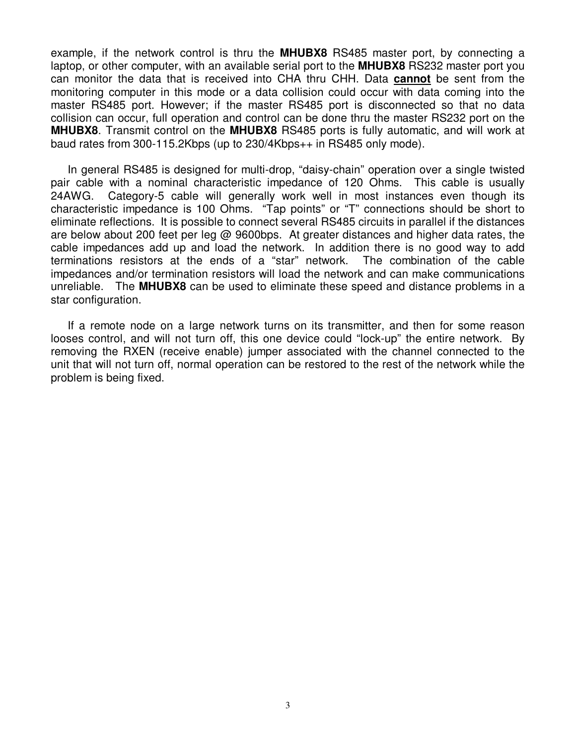example, if the network control is thru the **MHUBX8** RS485 master port, by connecting a laptop, or other computer, with an available serial port to the **MHUBX8** RS232 master port you can monitor the data that is received into CHA thru CHH. Data **cannot** be sent from the monitoring computer in this mode or a data collision could occur with data coming into the master RS485 port. However; if the master RS485 port is disconnected so that no data collision can occur, full operation and control can be done thru the master RS232 port on the **MHUBX8**. Transmit control on the **MHUBX8** RS485 ports is fully automatic, and will work at baud rates from 300-115.2Kbps (up to 230/4Kbps++ in RS485 only mode).

In general RS485 is designed for multi-drop, "daisy-chain" operation over a single twisted pair cable with a nominal characteristic impedance of 120 Ohms. This cable is usually 24AWG. Category-5 cable will generally work well in most instances even though its characteristic impedance is 100 Ohms. "Tap points" or "T" connections should be short to eliminate reflections. It is possible to connect several RS485 circuits in parallel if the distances are below about 200 feet per leg @ 9600bps. At greater distances and higher data rates, the cable impedances add up and load the network. In addition there is no good way to add terminations resistors at the ends of a "star" network. The combination of the cable impedances and/or termination resistors will load the network and can make communications unreliable. The **MHUBX8** can be used to eliminate these speed and distance problems in a star configuration.

If a remote node on a large network turns on its transmitter, and then for some reason looses control, and will not turn off, this one device could "lock-up" the entire network. By removing the RXEN (receive enable) jumper associated with the channel connected to the unit that will not turn off, normal operation can be restored to the rest of the network while the problem is being fixed.